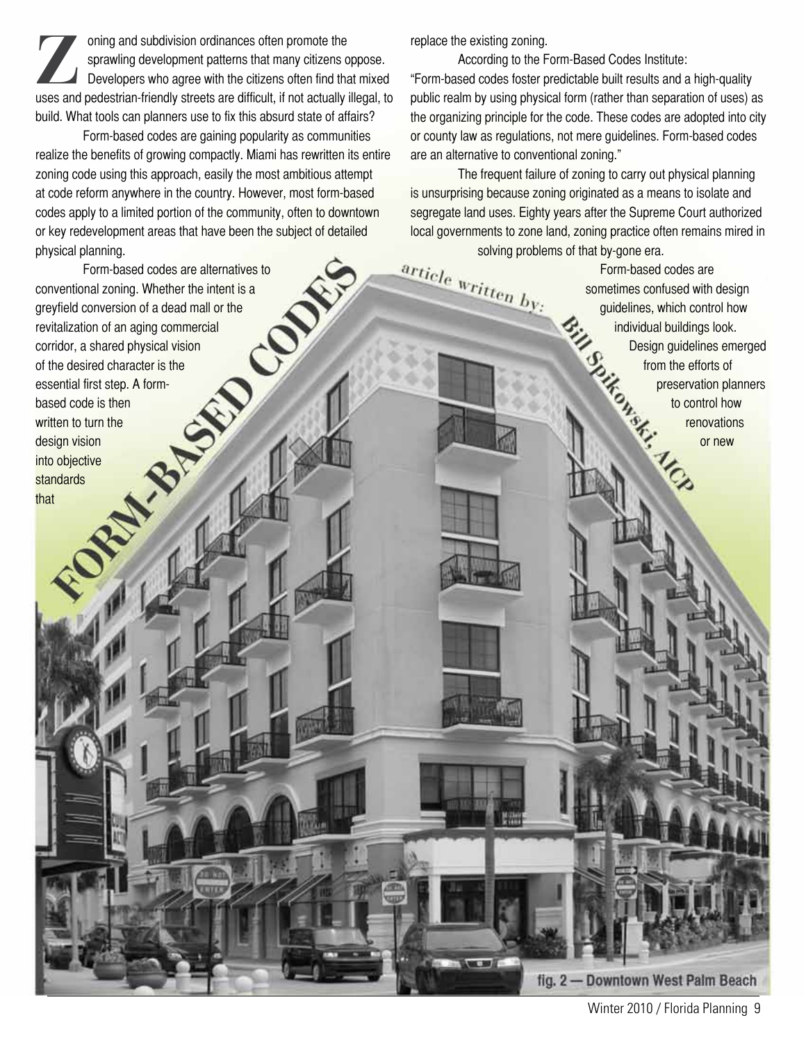# FORM-BASED CODES

article written by: **Bill Spikowski, AICP**

Zoning and subdivision ordinances often promote the sprawling development patterns that many citizens oppose. Developers who agree with the citizens often find that mixed uses and pedestrian-friendly streets are difficult, if not actually illegal, to build. What tools can planners use to fix this absurd state of affairs?

Form-based codes are gaining popularity as communities realize the benefits of growing compactly. Miami has rewritten its entire zoning code using this approach, easily the most ambitious attempt at code reform anywhere in the country. However, most form-based codes apply to a limited portion of the community, often to downtown or key redevelopment areas that have been the subject of detailed physical planning.

Form-based codes are alternatives to conventional zoning. Whether the intent is a greyfield conversion of a dead mall or the revitalization of an aging commercial corridor, a shared physical vision of the desired character is the essential first step. A form-based code is then written to turn the design vision into objective standards that replace the existing zoning.

According to the Form-Based Codes Institute: "Form-based codes foster predictable built results and a high-quality public realm by using physical form (rather than separation of uses) as the organizing principle for the code. These codes are adopted into city or county law as regulations, not mere guidelines. Form-based codes are an alternative to conventional zoning."

The frequent failure of zoning to carry out physical planning is unsurprising because zoning originated as a means to isolate and segregate land uses. Eighty years after the Supreme Court authorized local governments to zone land, zoning practice often remains mired in solving problems of that by-gone era.

Form-based codes are sometimes confused with design guidelines, which control how individual buildings look. Design guidelines emerged from the efforts of preservation planners to control how renovations or new

fig. 2 — Downtown West Palm Beach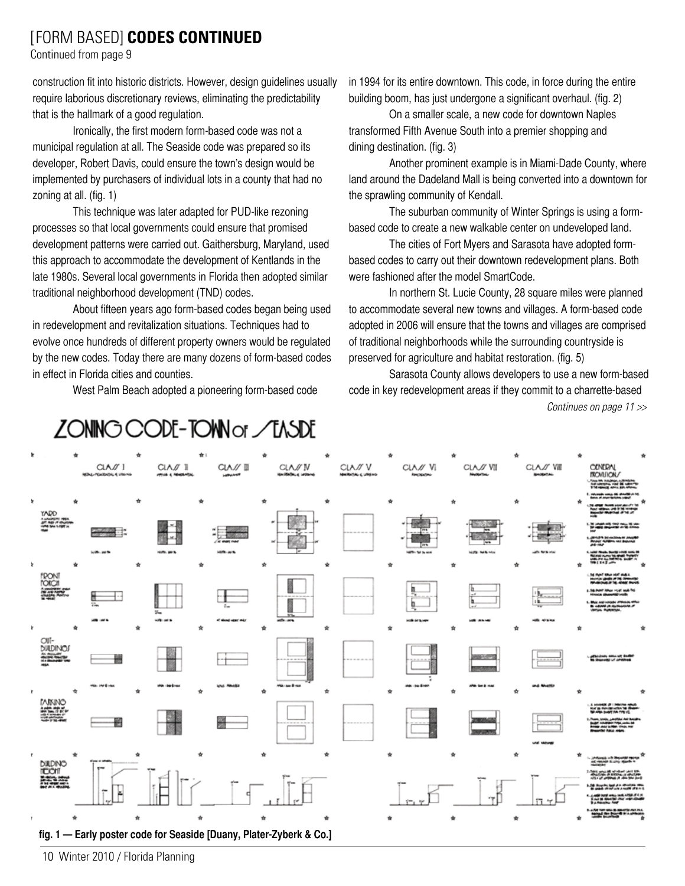# [FORM BASED] **CODES CONTINUED**

Continued from page 9

construction fit into historic districts. However, design guidelines usually require laborious discretionary reviews, eliminating the predictability that is the hallmark of a good regulation.

Ironically, the first modern form-based code was not a municipal regulation at all. The Seaside code was prepared so its developer, Robert Davis, could ensure the town's design would be implemented by purchasers of individual lots in a county that had no zoning at all. (fig. 1)

This technique was later adapted for PUD-like rezoning processes so that local governments could ensure that promised development patterns were carried out. Gaithersburg, Maryland, used this approach to accommodate the development of Kentlands in the late 1980s. Several local governments in Florida then adopted similar traditional neighborhood development (TND) codes.

About fifteen years ago form-based codes began being used in redevelopment and revitalization situations. Techniques had to evolve once hundreds of different property owners would be regulated by the new codes. Today there are many dozens of form-based codes in effect in Florida cities and counties.

West Palm Beach adopted a pioneering form-based code in 1994 for its entire downtown. This code, in force during the entire building boom, has just undergone a significant overhaul. (fig. 2)

On a smaller scale, a new code for downtown Naples transformed Fifth Avenue South into a premier shopping and dining destination. (fig. 3)

Another prominent example is in Miami-Dade County, where land around the Dadeland Mall is being converted into a downtown for the sprawling community of Kendall.

The suburban community of Winter Springs is using a form-based code to create a new walkable center on undeveloped land.

The cities of Fort Myers and Sarasota have adopted form-based codes to carry out their downtown redevelopment plans. Both were fashioned after the model SmartCode.

In northern St. Lucie County, 28 square miles were planned to accommodate several new towns and villages. A form-based code adopted in 2006 will ensure that the towns and villages are comprised of traditional neighborhoods while the surrounding countryside is preserved for agriculture and habitat restoration. (fig. 5)

Sarasota County allows developers to use a new form-based code in key redevelopment areas if they commit to a charrette-based

*Continues on page 11 >>*

**fig. 1 — Early poster code for Seaside [Duany, Plater-Zyberk & Co.]**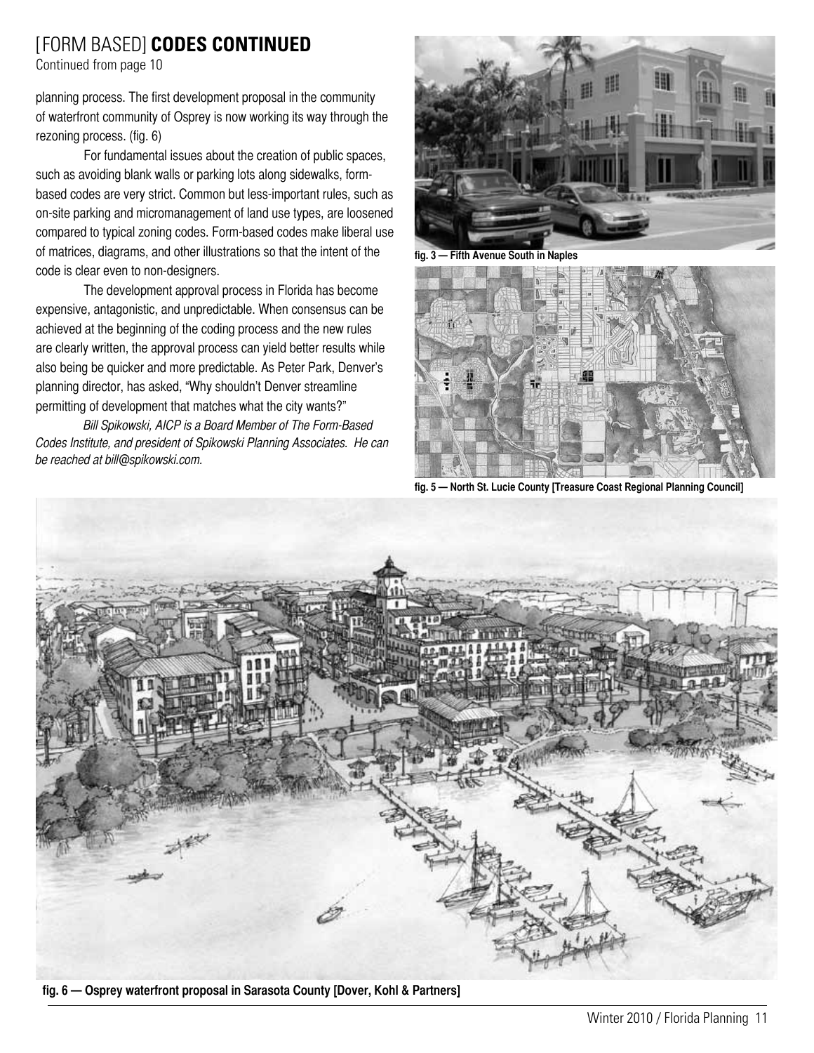# [FORM BASED] **CODES CONTINUED**

Continued from page 10

planning process. The first development proposal in the community of waterfront community of Osprey is now working its way through the rezoning process. (fig. 6)

For fundamental issues about the creation of public spaces, such as avoiding blank walls or parking lots along sidewalks, form-based codes are very strict. Common but less-important rules, such as on-site parking and micromanagement of land use types, are loosened compared to typical zoning codes. Form-based codes make liberal use of matrices, diagrams, and other illustrations so that the intent of the code is clear even to non-designers.

The development approval process in Florida has become expensive, antagonistic, and unpredictable. When consensus can be achieved at the beginning of the coding process and the new rules are clearly written, the approval process can yield better results while also being be quicker and more predictable. As Peter Park, Denver's planning director, has asked, "Why shouldn't Denver streamline permitting of development that matches what the city wants?"

*Bill Spikowski, AICP is a Board Member of The Form-Based Codes Institute, and president of Spikowski Planning Associates. He can be reached at bill@spikowski.com.*

**fig. 3 — Fifth Avenue South in Naples**

**fig. 5 — North St. Lucie County [Treasure Coast Regional Planning Council]**

**fig. 6 — Osprey waterfront proposal in Sarasota County [Dover, Kohl & Partners]**